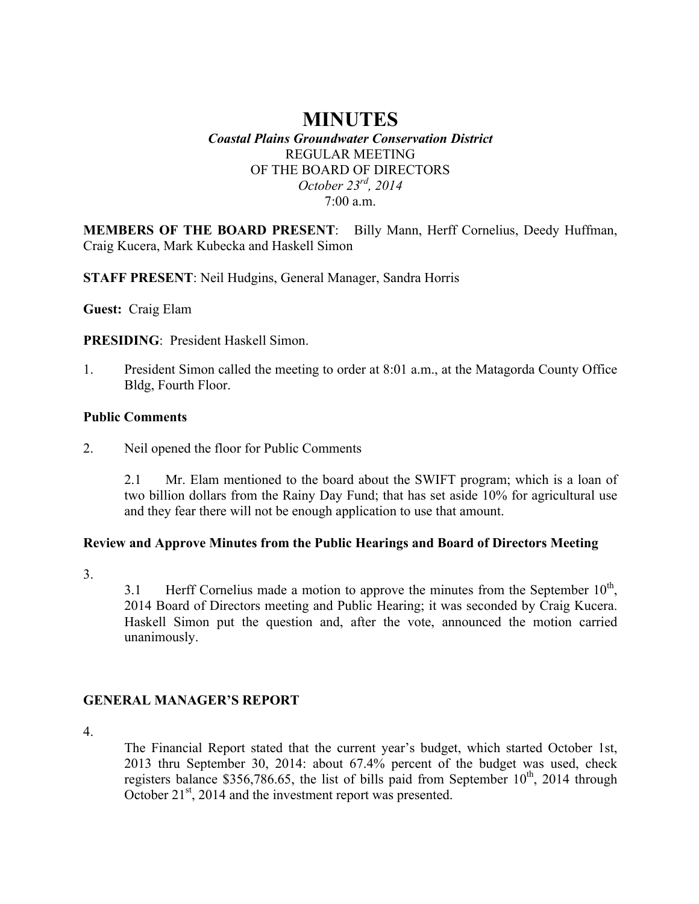# MINUTES

***Coastal Plains Groundwater Conservation District***

REGULAR MEETING

OF THE BOARD OF DIRECTORS

*October 23rd, 2014*

7:00 a.m.

**MEMBERS OF THE BOARD PRESENT**: Billy Mann, Herff Cornelius, Deedy Huffman, Craig Kucera, Mark Kubecka and Haskell Simon

**STAFF PRESENT**: Neil Hudgins, General Manager, Sandra Horris

**Guest:** Craig Elam

**PRESIDING**: President Haskell Simon.

1. President Simon called the meeting to order at 8:01 a.m., at the Matagorda County Office Bldg, Fourth Floor.

**Public Comments**

2. Neil opened the floor for Public Comments

   2.1 Mr. Elam mentioned to the board about the SWIFT program; which is a loan of two billion dollars from the Rainy Day Fund; that has set aside 10% for agricultural use and they fear there will not be enough application to use that amount.

**Review and Approve Minutes from the Public Hearings and Board of Directors Meeting**

3.

   3.1 Herff Cornelius made a motion to approve the minutes from the September 10th, 2014 Board of Directors meeting and Public Hearing; it was seconded by Craig Kucera. Haskell Simon put the question and, after the vote, announced the motion carried unanimously.

**GENERAL MANAGER'S REPORT**

4.

   The Financial Report stated that the current year's budget, which started October 1st, 2013 thru September 30, 2014: about 67.4% percent of the budget was used, check registers balance $356,786.65, the list of bills paid from September 10th, 2014 through October 21st, 2014 and the investment report was presented.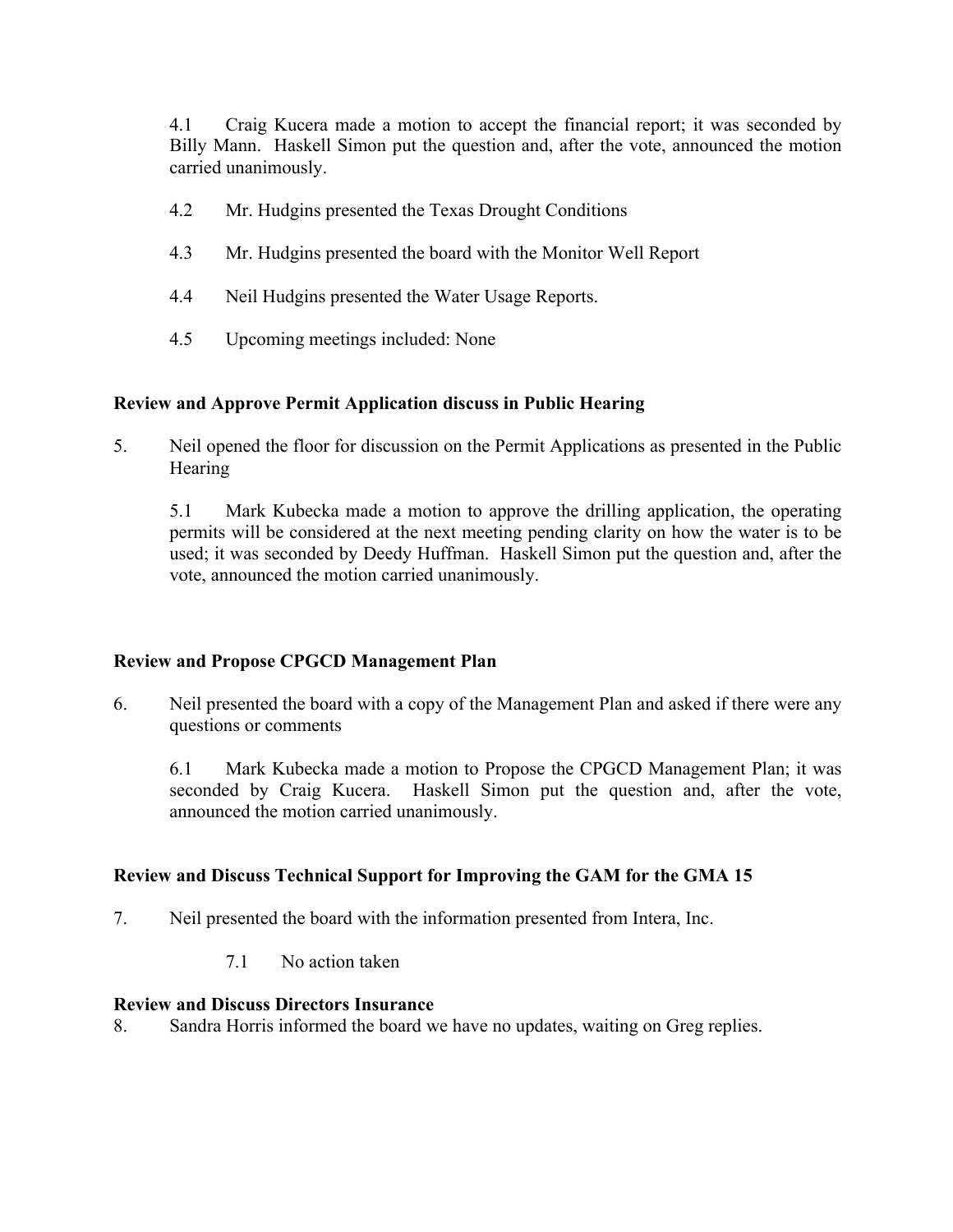4.1 Craig Kucera made a motion to accept the financial report; it was seconded by Billy Mann. Haskell Simon put the question and, after the vote, announced the motion carried unanimously.

4.2 Mr. Hudgins presented the Texas Drought Conditions

4.3 Mr. Hudgins presented the board with the Monitor Well Report

4.4 Neil Hudgins presented the Water Usage Reports.

4.5 Upcoming meetings included: None

**Review and Approve Permit Application discuss in Public Hearing**

5. Neil opened the floor for discussion on the Permit Applications as presented in the Public Hearing

   5.1 Mark Kubecka made a motion to approve the drilling application, the operating permits will be considered at the next meeting pending clarity on how the water is to be used; it was seconded by Deedy Huffman. Haskell Simon put the question and, after the vote, announced the motion carried unanimously.

**Review and Propose CPGCD Management Plan**

6. Neil presented the board with a copy of the Management Plan and asked if there were any questions or comments

   6.1 Mark Kubecka made a motion to Propose the CPGCD Management Plan; it was seconded by Craig Kucera. Haskell Simon put the question and, after the vote, announced the motion carried unanimously.

**Review and Discuss Technical Support for Improving the GAM for the GMA 15**

7. Neil presented the board with the information presented from Intera, Inc.

   7.1 No action taken

**Review and Discuss Directors Insurance**

8. Sandra Horris informed the board we have no updates, waiting on Greg replies.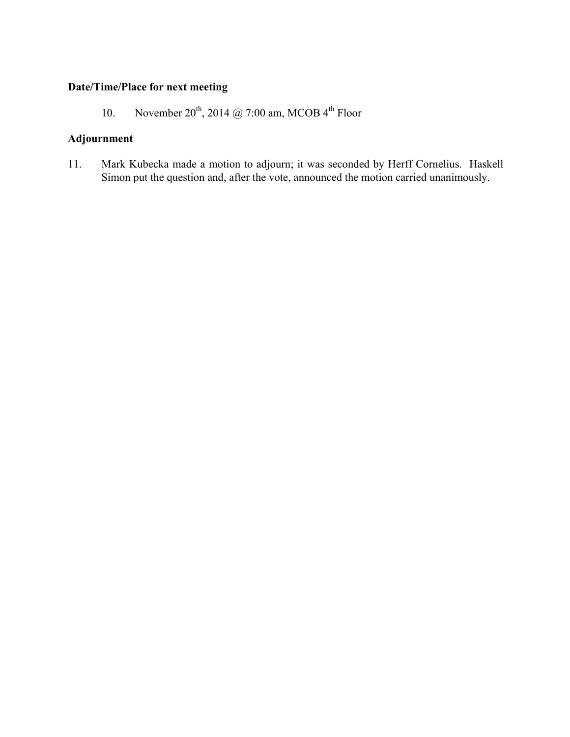**Date/Time/Place for next meeting**

10. November 20th, 2014 @ 7:00 am, MCOB 4th Floor

**Adjournment**

11. Mark Kubecka made a motion to adjourn; it was seconded by Herff Cornelius. Haskell Simon put the question and, after the vote, announced the motion carried unanimously.